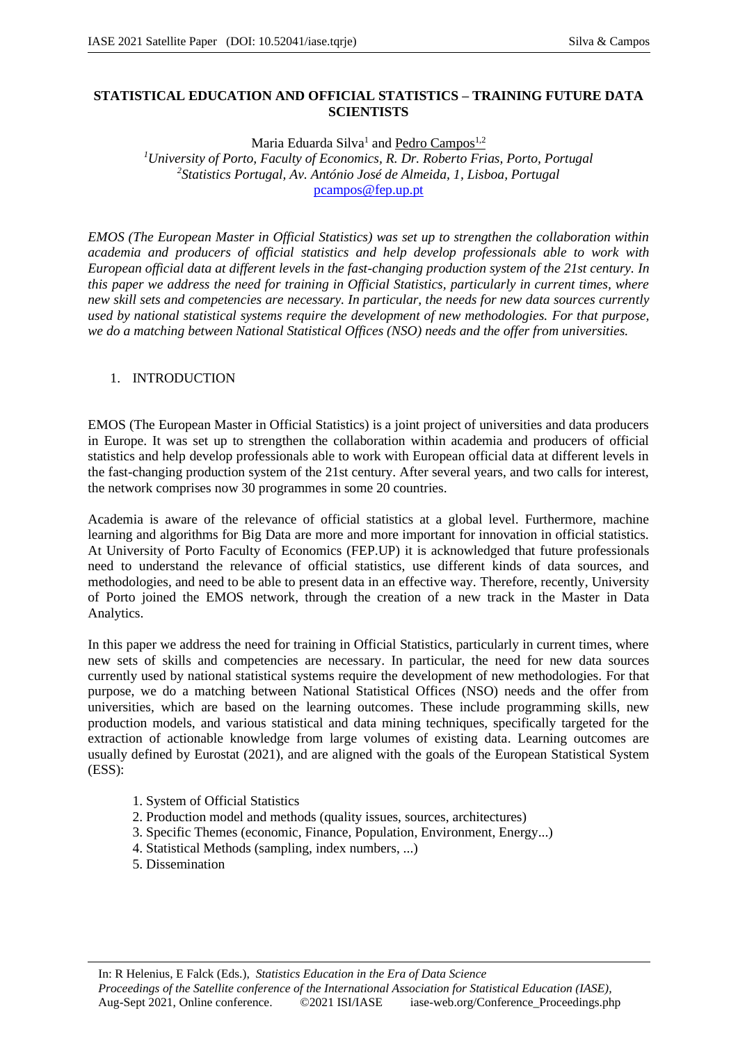# STATISTICAL EDUCATION AND OFFICIAL STATISTICS – TRAINING FUTURE DATA SCIENTISTS

Maria Eduarda Silva[1] and Pedro Campos[1,2]

[1]*University of Porto, Faculty of Economics, R. Dr. Roberto Frias, Porto, Portugal*
[2]*Statistics Portugal, Av. António José de Almeida, 1, Lisboa, Portugal*
pcampos@fep.up.pt

*EMOS (The European Master in Official Statistics) was set up to strengthen the collaboration within academia and producers of official statistics and help develop professionals able to work with European official data at different levels in the fast-changing production system of the 21st century. In this paper we address the need for training in Official Statistics, particularly in current times, where new skill sets and competencies are necessary. In particular, the needs for new data sources currently used by national statistical systems require the development of new methodologies. For that purpose, we do a matching between National Statistical Offices (NSO) needs and the offer from universities.*

## 1. INTRODUCTION

EMOS (The European Master in Official Statistics) is a joint project of universities and data producers in Europe. It was set up to strengthen the collaboration within academia and producers of official statistics and help develop professionals able to work with European official data at different levels in the fast-changing production system of the 21st century. After several years, and two calls for interest, the network comprises now 30 programmes in some 20 countries.

Academia is aware of the relevance of official statistics at a global level. Furthermore, machine learning and algorithms for Big Data are more and more important for innovation in official statistics. At University of Porto Faculty of Economics (FEP.UP) it is acknowledged that future professionals need to understand the relevance of official statistics, use different kinds of data sources, and methodologies, and need to be able to present data in an effective way. Therefore, recently, University of Porto joined the EMOS network, through the creation of a new track in the Master in Data Analytics.

In this paper we address the need for training in Official Statistics, particularly in current times, where new sets of skills and competencies are necessary. In particular, the need for new data sources currently used by national statistical systems require the development of new methodologies. For that purpose, we do a matching between National Statistical Offices (NSO) needs and the offer from universities, which are based on the learning outcomes. These include programming skills, new production models, and various statistical and data mining techniques, specifically targeted for the extraction of actionable knowledge from large volumes of existing data. Learning outcomes are usually defined by Eurostat (2021), and are aligned with the goals of the European Statistical System (ESS):

1. System of Official Statistics
2. Production model and methods (quality issues, sources, architectures)
3. Specific Themes (economic, Finance, Population, Environment, Energy...)
4. Statistical Methods (sampling, index numbers, ...)
5. Dissemination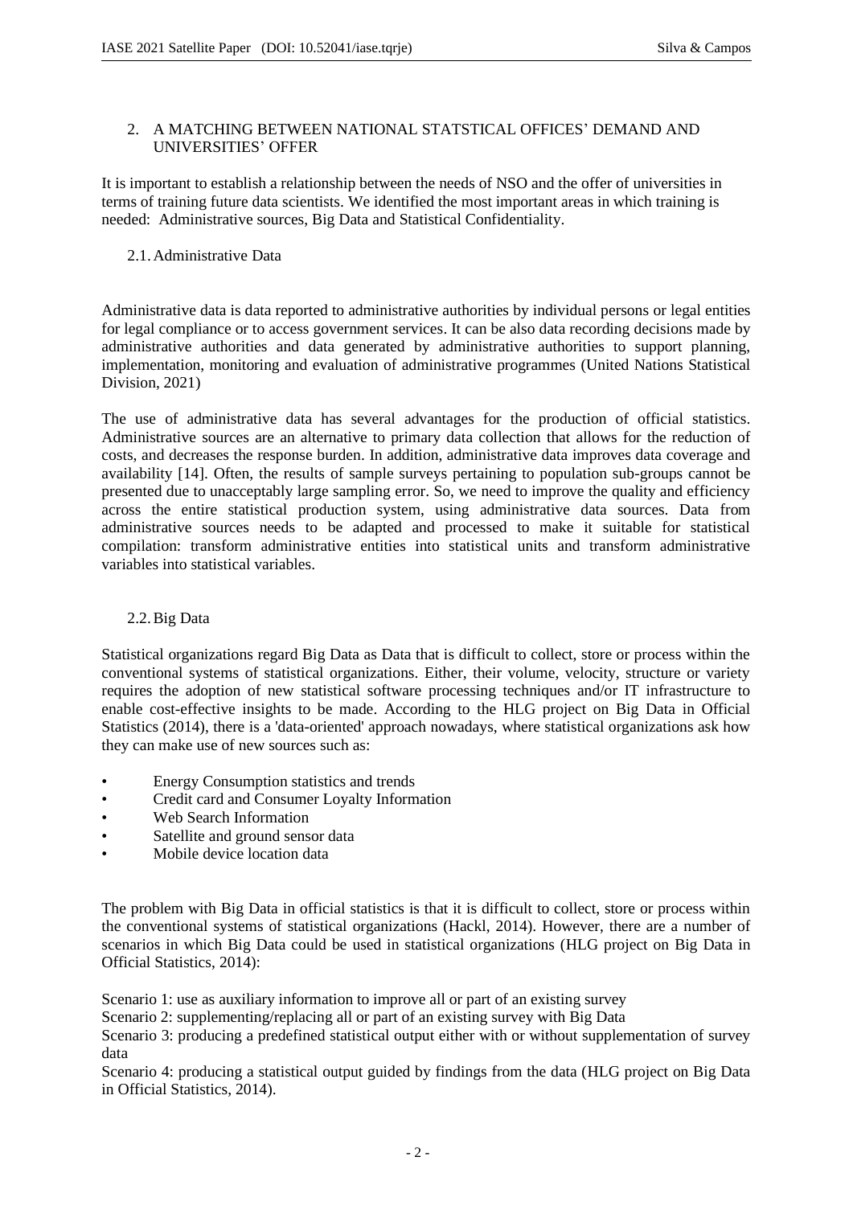## 2. A MATCHING BETWEEN NATIONAL STATSTICAL OFFICES' DEMAND AND UNIVERSITIES' OFFER

It is important to establish a relationship between the needs of NSO and the offer of universities in terms of training future data scientists. We identified the most important areas in which training is needed: Administrative sources, Big Data and Statistical Confidentiality.

### 2.1. Administrative Data

Administrative data is data reported to administrative authorities by individual persons or legal entities for legal compliance or to access government services. It can be also data recording decisions made by administrative authorities and data generated by administrative authorities to support planning, implementation, monitoring and evaluation of administrative programmes (United Nations Statistical Division, 2021)

The use of administrative data has several advantages for the production of official statistics. Administrative sources are an alternative to primary data collection that allows for the reduction of costs, and decreases the response burden. In addition, administrative data improves data coverage and availability [14]. Often, the results of sample surveys pertaining to population sub-groups cannot be presented due to unacceptably large sampling error. So, we need to improve the quality and efficiency across the entire statistical production system, using administrative data sources. Data from administrative sources needs to be adapted and processed to make it suitable for statistical compilation: transform administrative entities into statistical units and transform administrative variables into statistical variables.

### 2.2. Big Data

Statistical organizations regard Big Data as Data that is difficult to collect, store or process within the conventional systems of statistical organizations. Either, their volume, velocity, structure or variety requires the adoption of new statistical software processing techniques and/or IT infrastructure to enable cost-effective insights to be made. According to the HLG project on Big Data in Official Statistics (2014), there is a 'data-oriented' approach nowadays, where statistical organizations ask how they can make use of new sources such as:

- Energy Consumption statistics and trends
- Credit card and Consumer Loyalty Information
- Web Search Information
- Satellite and ground sensor data
- Mobile device location data

The problem with Big Data in official statistics is that it is difficult to collect, store or process within the conventional systems of statistical organizations (Hackl, 2014). However, there are a number of scenarios in which Big Data could be used in statistical organizations (HLG project on Big Data in Official Statistics, 2014):

Scenario 1: use as auxiliary information to improve all or part of an existing survey

Scenario 2: supplementing/replacing all or part of an existing survey with Big Data

Scenario 3: producing a predefined statistical output either with or without supplementation of survey data

Scenario 4: producing a statistical output guided by findings from the data (HLG project on Big Data in Official Statistics, 2014).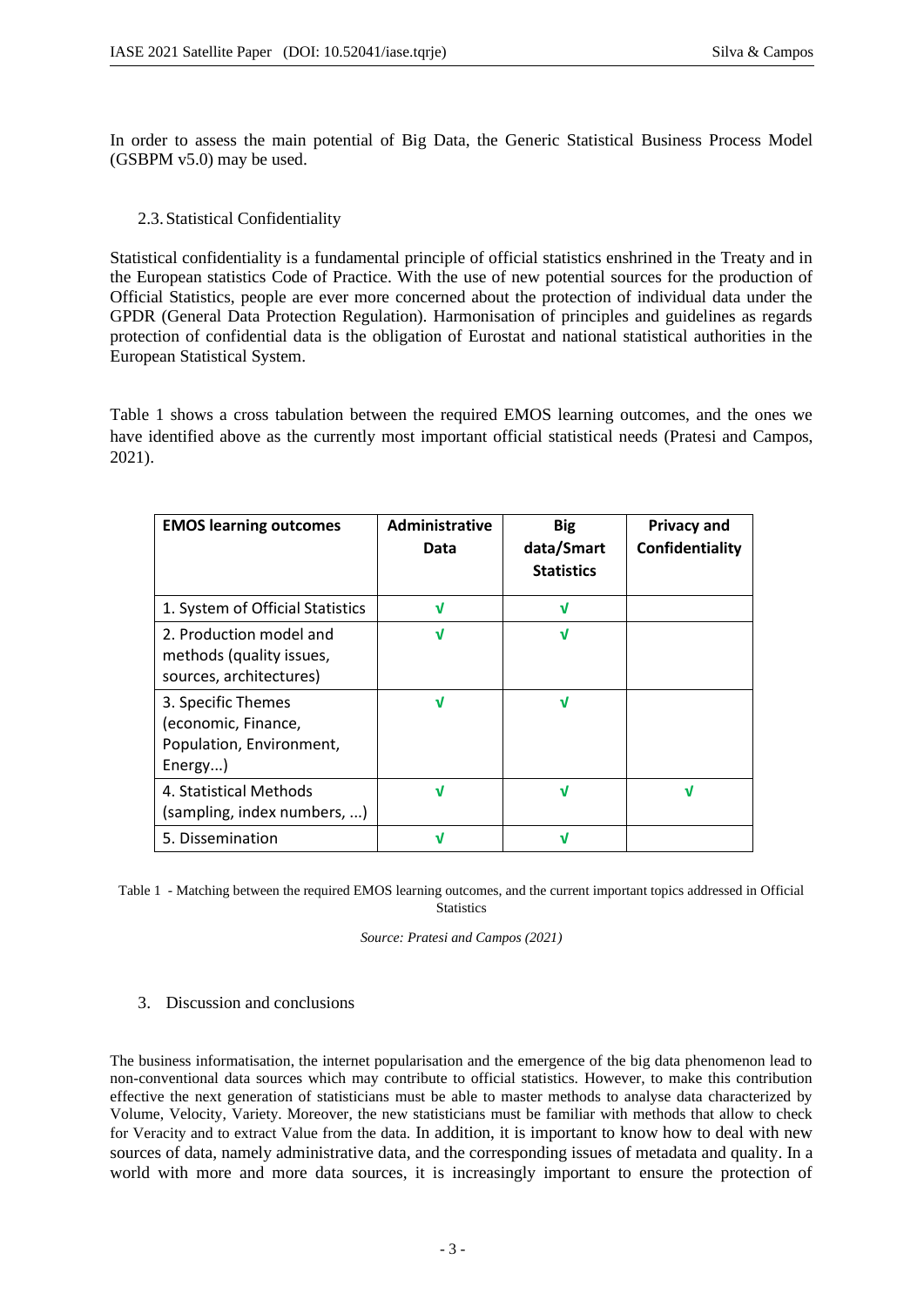In order to assess the main potential of Big Data, the Generic Statistical Business Process Model (GSBPM v5.0) may be used.

### 2.3. Statistical Confidentiality

Statistical confidentiality is a fundamental principle of official statistics enshrined in the Treaty and in the European statistics Code of Practice. With the use of new potential sources for the production of Official Statistics, people are ever more concerned about the protection of individual data under the GPDR (General Data Protection Regulation). Harmonisation of principles and guidelines as regards protection of confidential data is the obligation of Eurostat and national statistical authorities in the European Statistical System.

Table 1 shows a cross tabulation between the required EMOS learning outcomes, and the ones we have identified above as the currently most important official statistical needs (Pratesi and Campos, 2021).

| **EMOS learning outcomes** | **Administrative Data** | **Big data/Smart Statistics** | **Privacy and Confidentiality** |
|---|---|---|---|
| 1. System of Official Statistics | √ | √ | |
| 2. Production model and methods (quality issues, sources, architectures) | √ | √ | |
| 3. Specific Themes (economic, Finance, Population, Environment, Energy...) | √ | √ | |
| 4. Statistical Methods (sampling, index numbers, ...) | √ | √ | √ |
| 5. Dissemination | √ | √ | |

Table 1 - Matching between the required EMOS learning outcomes, and the current important topics addressed in Official Statistics

*Source: Pratesi and Campos (2021)*

## 3. Discussion and conclusions

The business informatisation, the internet popularisation and the emergence of the big data phenomenon lead to non-conventional data sources which may contribute to official statistics. However, to make this contribution effective the next generation of statisticians must be able to master methods to analyse data characterized by Volume, Velocity, Variety. Moreover, the new statisticians must be familiar with methods that allow to check for Veracity and to extract Value from the data. In addition, it is important to know how to deal with new sources of data, namely administrative data, and the corresponding issues of metadata and quality. In a world with more and more data sources, it is increasingly important to ensure the protection of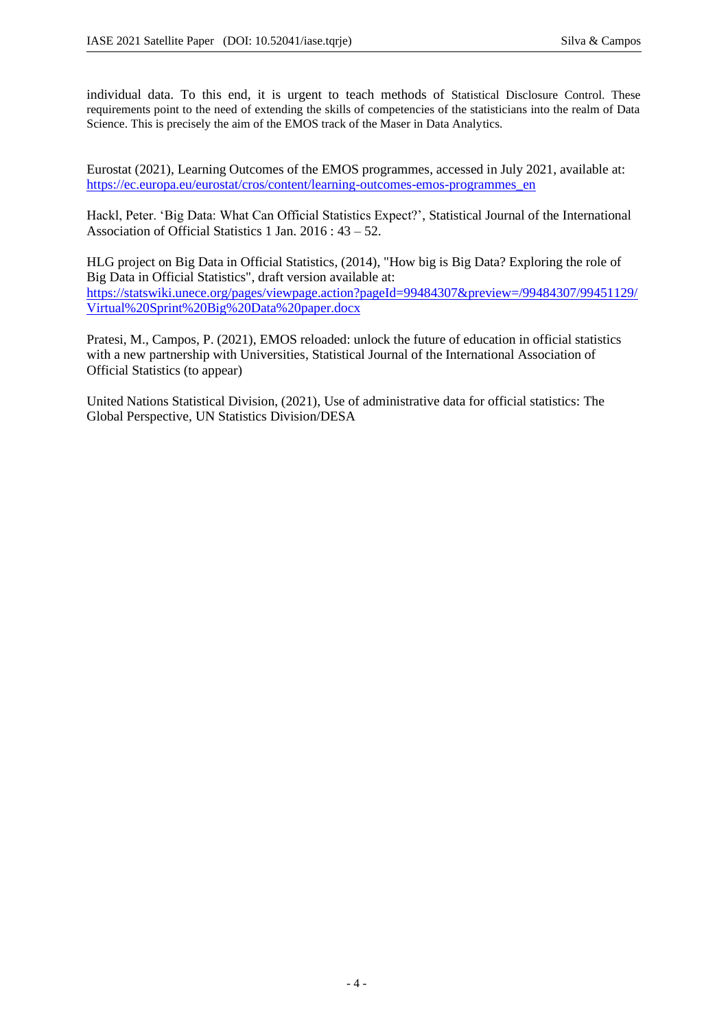individual data. To this end, it is urgent to teach methods of Statistical Disclosure Control. These requirements point to the need of extending the skills of competencies of the statisticians into the realm of Data Science. This is precisely the aim of the EMOS track of the Maser in Data Analytics.

Eurostat (2021), Learning Outcomes of the EMOS programmes, accessed in July 2021, available at: https://ec.europa.eu/eurostat/cros/content/learning-outcomes-emos-programmes_en

Hackl, Peter. 'Big Data: What Can Official Statistics Expect?', Statistical Journal of the International Association of Official Statistics 1 Jan. 2016 : 43 – 52.

HLG project on Big Data in Official Statistics, (2014), "How big is Big Data? Exploring the role of Big Data in Official Statistics", draft version available at: https://statswiki.unece.org/pages/viewpage.action?pageId=99484307&preview=/99484307/99451129/Virtual%20Sprint%20Big%20Data%20paper.docx

Pratesi, M., Campos, P. (2021), EMOS reloaded: unlock the future of education in official statistics with a new partnership with Universities, Statistical Journal of the International Association of Official Statistics (to appear)

United Nations Statistical Division, (2021), Use of administrative data for official statistics: The Global Perspective, UN Statistics Division/DESA